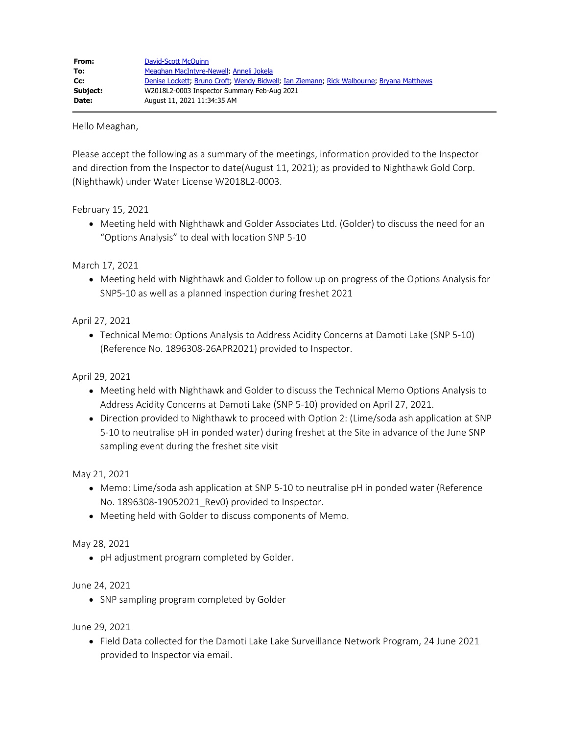**From:** David-Scott McQuinn
**To:** Meaghan MacIntyre-Newell; Anneli Jokela
**Cc:** Denise Lockett; Bruno Croft; Wendy Bidwell; Ian Ziemann; Rick Walbourne; Bryana Matthews
**Subject:** W2018L2-0003 Inspector Summary Feb-Aug 2021
**Date:** August 11, 2021 11:34:35 AM

---

Hello Meaghan,

Please accept the following as a summary of the meetings, information provided to the Inspector and direction from the Inspector to date(August 11, 2021); as provided to Nighthawk Gold Corp. (Nighthawk) under Water License W2018L2-0003.

February 15, 2021

- Meeting held with Nighthawk and Golder Associates Ltd. (Golder) to discuss the need for an "Options Analysis" to deal with location SNP 5-10

March 17, 2021

- Meeting held with Nighthawk and Golder to follow up on progress of the Options Analysis for SNP5-10 as well as a planned inspection during freshet 2021

April 27, 2021

- Technical Memo: Options Analysis to Address Acidity Concerns at Damoti Lake (SNP 5-10) (Reference No. 1896308-26APR2021) provided to Inspector.

April 29, 2021

- Meeting held with Nighthawk and Golder to discuss the Technical Memo Options Analysis to Address Acidity Concerns at Damoti Lake (SNP 5-10) provided on April 27, 2021.
- Direction provided to Nighthawk to proceed with Option 2: (Lime/soda ash application at SNP 5-10 to neutralise pH in ponded water) during freshet at the Site in advance of the June SNP sampling event during the freshet site visit

May 21, 2021

- Memo: Lime/soda ash application at SNP 5-10 to neutralise pH in ponded water (Reference No. 1896308-19052021_Rev0) provided to Inspector.
- Meeting held with Golder to discuss components of Memo.

May 28, 2021

- pH adjustment program completed by Golder.

June 24, 2021

- SNP sampling program completed by Golder

June 29, 2021

- Field Data collected for the Damoti Lake Lake Surveillance Network Program, 24 June 2021 provided to Inspector via email.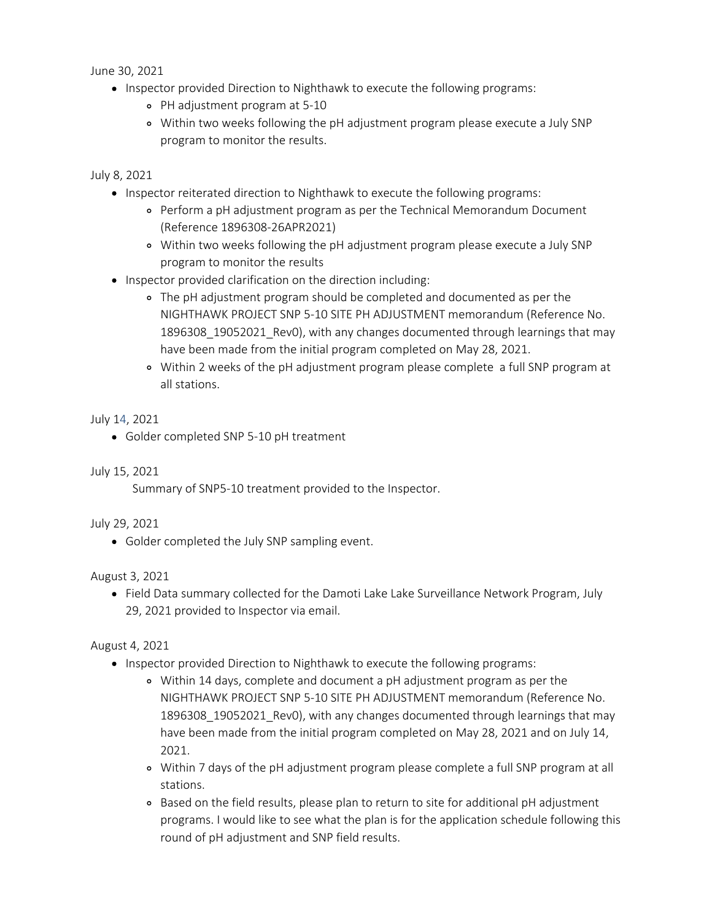June 30, 2021

- Inspector provided Direction to Nighthawk to execute the following programs:
  - PH adjustment program at 5-10
  - Within two weeks following the pH adjustment program please execute a July SNP program to monitor the results.

July 8, 2021

- Inspector reiterated direction to Nighthawk to execute the following programs:
  - Perform a pH adjustment program as per the Technical Memorandum Document (Reference 1896308-26APR2021)
  - Within two weeks following the pH adjustment program please execute a July SNP program to monitor the results
- Inspector provided clarification on the direction including:
  - The pH adjustment program should be completed and documented as per the NIGHTHAWK PROJECT SNP 5-10 SITE PH ADJUSTMENT memorandum (Reference No. 1896308_19052021_Rev0), with any changes documented through learnings that may have been made from the initial program completed on May 28, 2021.
  - Within 2 weeks of the pH adjustment program please complete a full SNP program at all stations.

July 14, 2021

- Golder completed SNP 5-10 pH treatment

July 15, 2021

Summary of SNP5-10 treatment provided to the Inspector.

July 29, 2021

- Golder completed the July SNP sampling event.

August 3, 2021

- Field Data summary collected for the Damoti Lake Lake Surveillance Network Program, July 29, 2021 provided to Inspector via email.

August 4, 2021

- Inspector provided Direction to Nighthawk to execute the following programs:
  - Within 14 days, complete and document a pH adjustment program as per the NIGHTHAWK PROJECT SNP 5-10 SITE PH ADJUSTMENT memorandum (Reference No. 1896308_19052021_Rev0), with any changes documented through learnings that may have been made from the initial program completed on May 28, 2021 and on July 14, 2021.
  - Within 7 days of the pH adjustment program please complete a full SNP program at all stations.
  - Based on the field results, please plan to return to site for additional pH adjustment programs. I would like to see what the plan is for the application schedule following this round of pH adjustment and SNP field results.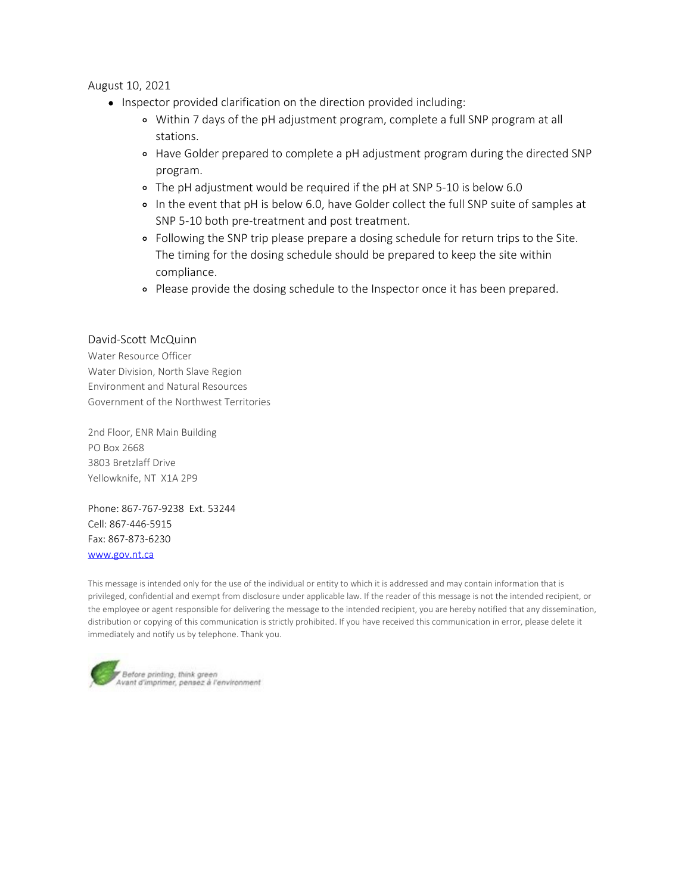August 10, 2021

- Inspector provided clarification on the direction provided including:
  - Within 7 days of the pH adjustment program, complete a full SNP program at all stations.
  - Have Golder prepared to complete a pH adjustment program during the directed SNP program.
  - The pH adjustment would be required if the pH at SNP 5-10 is below 6.0
  - In the event that pH is below 6.0, have Golder collect the full SNP suite of samples at SNP 5-10 both pre-treatment and post treatment.
  - Following the SNP trip please prepare a dosing schedule for return trips to the Site. The timing for the dosing schedule should be prepared to keep the site within compliance.
  - Please provide the dosing schedule to the Inspector once it has been prepared.

David-Scott McQuinn
Water Resource Officer
Water Division, North Slave Region
Environment and Natural Resources
Government of the Northwest Territories

2nd Floor, ENR Main Building
PO Box 2668
3803 Bretzlaff Drive
Yellowknife, NT X1A 2P9

Phone: 867-767-9238 Ext. 53244
Cell: 867-446-5915
Fax: 867-873-6230
www.gov.nt.ca

This message is intended only for the use of the individual or entity to which it is addressed and may contain information that is privileged, confidential and exempt from disclosure under applicable law. If the reader of this message is not the intended recipient, or the employee or agent responsible for delivering the message to the intended recipient, you are hereby notified that any dissemination, distribution or copying of this communication is strictly prohibited. If you have received this communication in error, please delete it immediately and notify us by telephone. Thank you.

Before printing, think green
Avant d'imprimer, pensez à l'environnement